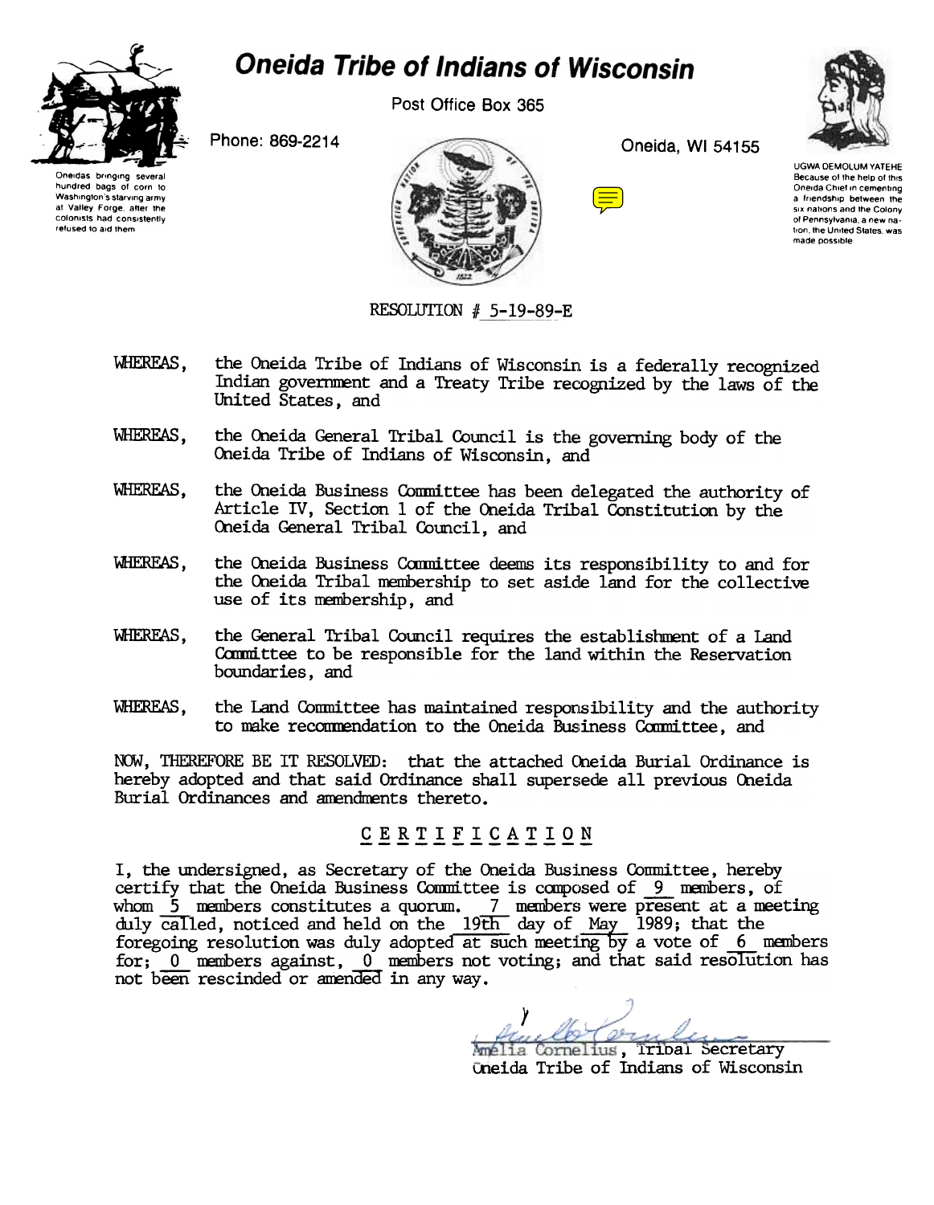# Oneida Tribe of Indians of Wisconsin

Post Office Box 365

Phone: 869-2214

Oneida, WI 54155

Oneidas bringing several hundred bags of corn to Washington's starving army at Valley Forge, after the colonists had consistently refused to aid them

UGWA DEMOLUM YATEHE Because of the help of this Oneida Chief in cementing a friendship between the six nations and the Colony of Pennsylvania, a new nation, the United States, was made possible

RESOLUTION # 5-19-89-E

WHEREAS, the Oneida Tribe of Indians of Wisconsin is a federally recognized Indian government and a Treaty Tribe recognized by the laws of the United States, and

WHEREAS, the Oneida General Tribal Council is the governing body of the Oneida Tribe of Indians of Wisconsin, and

WHEREAS, the Oneida Business Committee has been delegated the authority of Article IV, Section 1 of the Oneida Tribal Constitution by the Oneida General Tribal Council, and

WHEREAS, the Oneida Business Committee deems its responsibility to and for the Oneida Tribal membership to set aside land for the collective use of its membership, and

WHEREAS, the General Tribal Council requires the establishment of a Land Committee to be responsible for the land within the Reservation boundaries, and

WHEREAS, the Land Committee has maintained responsibility and the authority to make recommendation to the Oneida Business Committee, and

NOW, THEREFORE BE IT RESOLVED: that the attached Oneida Burial Ordinance is hereby adopted and that said Ordinance shall supersede all previous Oneida Burial Ordinances and amendments thereto.

## CERTIFICATION

I, the undersigned, as Secretary of the Oneida Business Committee, hereby certify that the Oneida Business Committee is composed of 9 members, of whom 5 members constitutes a quorum. 7 members were present at a meeting duly called, noticed and held on the 19th day of May 1989; that the foregoing resolution was duly adopted at such meeting by a vote of 6 members for; 0 members against, 0 members not voting; and that said resolution has not been rescinded or amended in any way.

Amelia Cornelius, Tribal Secretary
Oneida Tribe of Indians of Wisconsin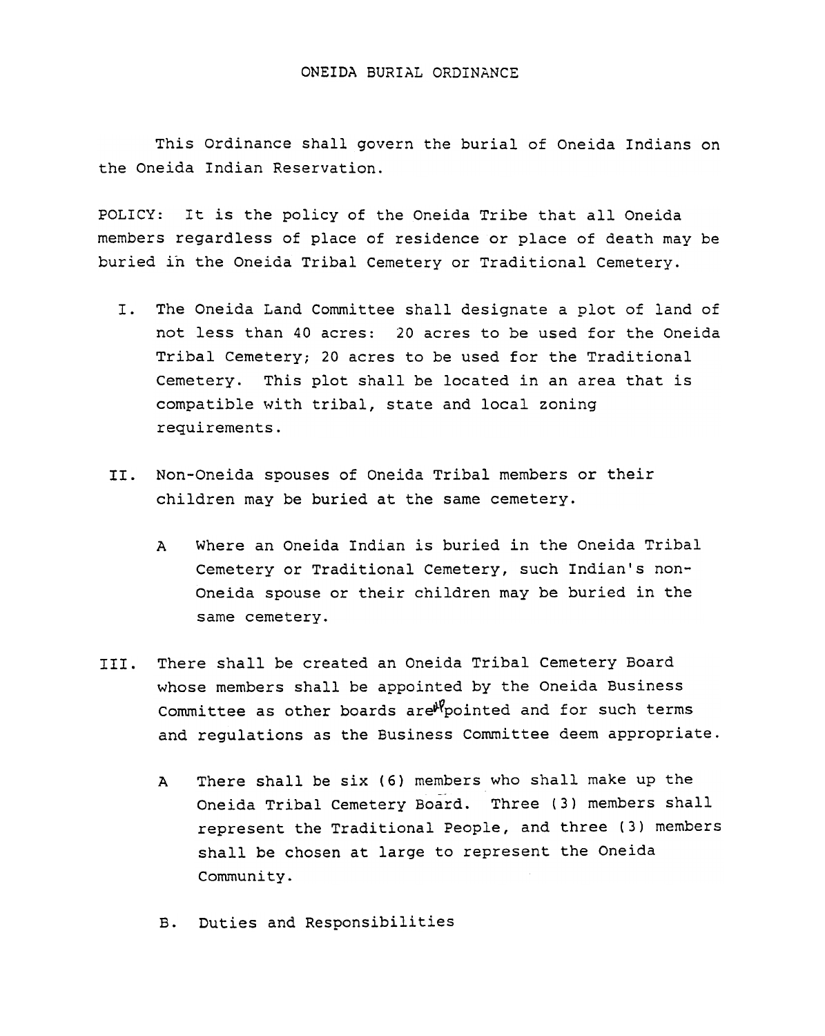# ONEIDA BURIAL ORDINANCE

This Ordinance shall govern the burial of Oneida Indians on the Oneida Indian Reservation.

POLICY: It is the policy of the Oneida Tribe that all Oneida members regardless of place of residence or place of death may be buried in the Oneida Tribal Cemetery or Traditional Cemetery.

I. The Oneida Land Committee shall designate a plot of land of not less than 40 acres: 20 acres to be used for the Oneida Tribal Cemetery; 20 acres to be used for the Traditional Cemetery. This plot shall be located in an area that is compatible with tribal, state and local zoning requirements.

II. Non-Oneida spouses of Oneida Tribal members or their children may be buried at the same cemetery.

   A Where an Oneida Indian is buried in the Oneida Tribal Cemetery or Traditional Cemetery, such Indian's non-Oneida spouse or their children may be buried in the same cemetery.

III. There shall be created an Oneida Tribal Cemetery Board whose members shall be appointed by the Oneida Business Committee as other boards are appointed and for such terms and regulations as the Business Committee deem appropriate.

   A There shall be six (6) members who shall make up the Oneida Tribal Cemetery Board. Three (3) members shall represent the Traditional People, and three (3) members shall be chosen at large to represent the Oneida Community.

   B. Duties and Responsibilities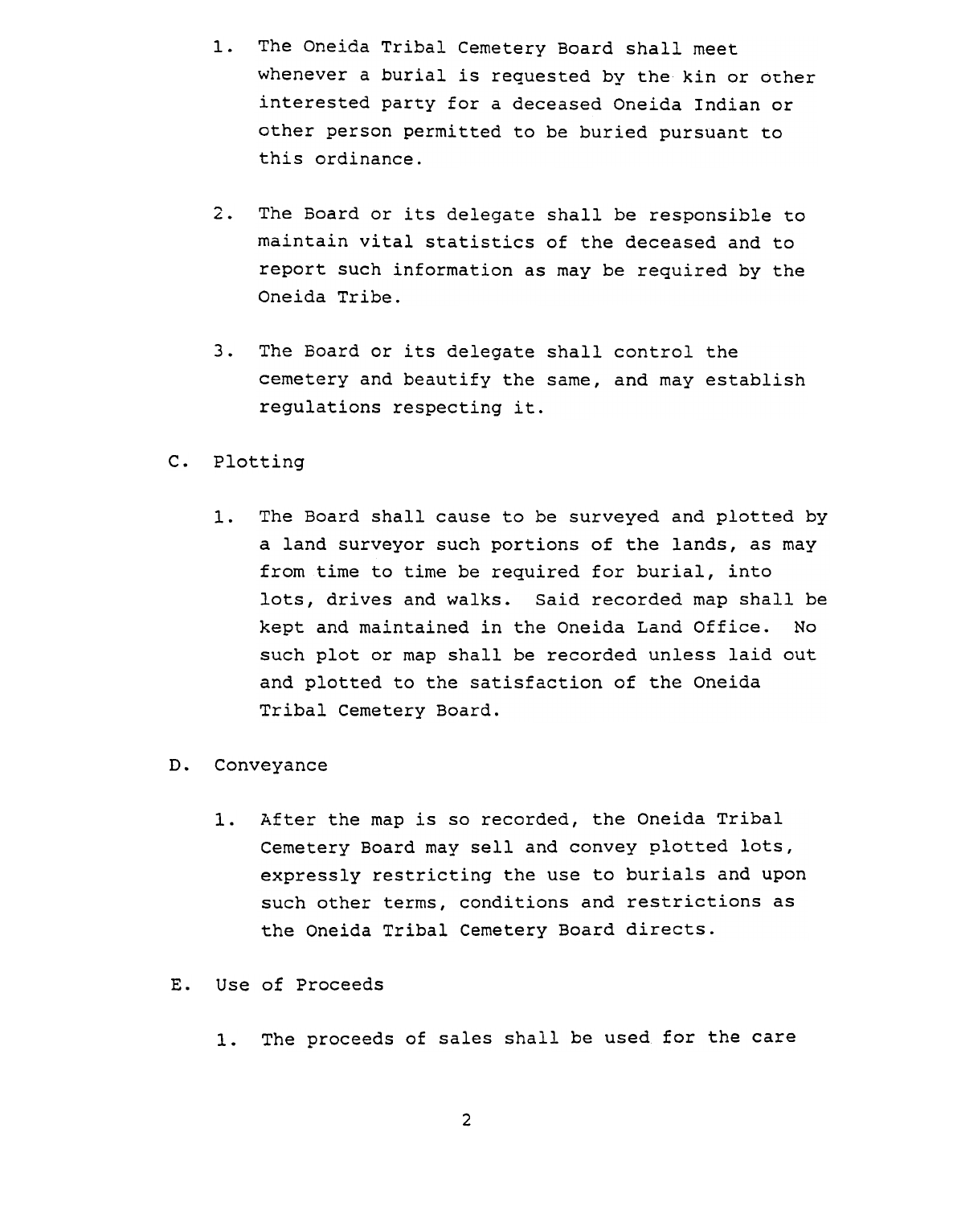1. The Oneida Tribal Cemetery Board shall meet whenever a burial is requested by the kin or other interested party for a deceased Oneida Indian or other person permitted to be buried pursuant to this ordinance.

2. The Board or its delegate shall be responsible to maintain vital statistics of the deceased and to report such information as may be required by the Oneida Tribe.

3. The Board or its delegate shall control the cemetery and beautify the same, and may establish regulations respecting it.

C. Plotting

1. The Board shall cause to be surveyed and plotted by a land surveyor such portions of the lands, as may from time to time be required for burial, into lots, drives and walks. Said recorded map shall be kept and maintained in the Oneida Land Office. No such plot or map shall be recorded unless laid out and plotted to the satisfaction of the Oneida Tribal Cemetery Board.

D. Conveyance

1. After the map is so recorded, the Oneida Tribal Cemetery Board may sell and convey plotted lots, expressly restricting the use to burials and upon such other terms, conditions and restrictions as the Oneida Tribal Cemetery Board directs.

E. Use of Proceeds

1. The proceeds of sales shall be used for the care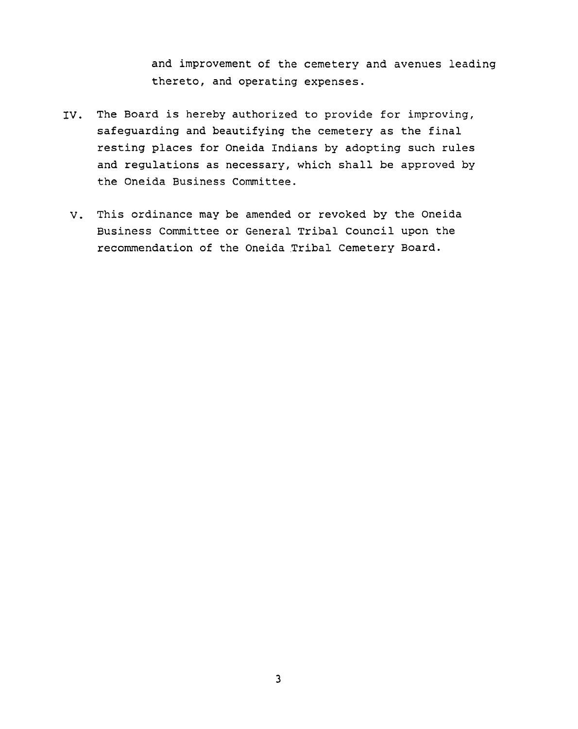and improvement of the cemetery and avenues leading thereto, and operating expenses.

IV. The Board is hereby authorized to provide for improving, safeguarding and beautifying the cemetery as the final resting places for Oneida Indians by adopting such rules and regulations as necessary, which shall be approved by the Oneida Business Committee.

V. This ordinance may be amended or revoked by the Oneida Business Committee or General Tribal Council upon the recommendation of the Oneida Tribal Cemetery Board.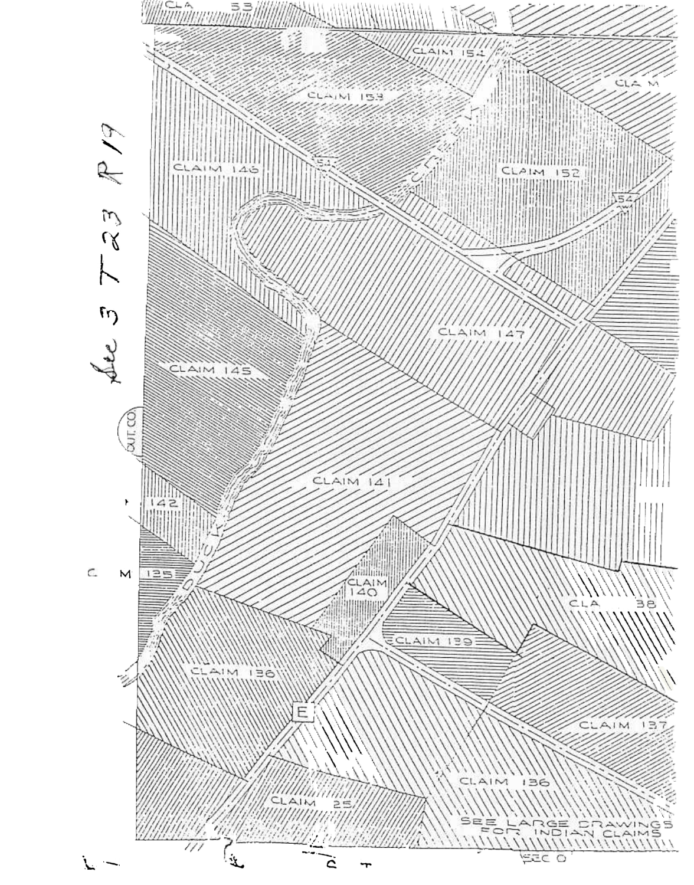Sec 3 T23 R19

CLA 53

CLAIM 154

CLA M

CLAIM 153

54

CLAIM 146

CLAIM 152

54

CLAIM 147

CLAIM 145

OUT. CO.

CLAIM 141

142

M 125

DUCK

CLAIM 140

CLA 38

CLAIM 139

CLAIM 136

E

CLAIM 137

CLAIM 136

CLAIM 25

SEE LARGE DRAWINGS FOR INDIAN CLAIMS

SEC O